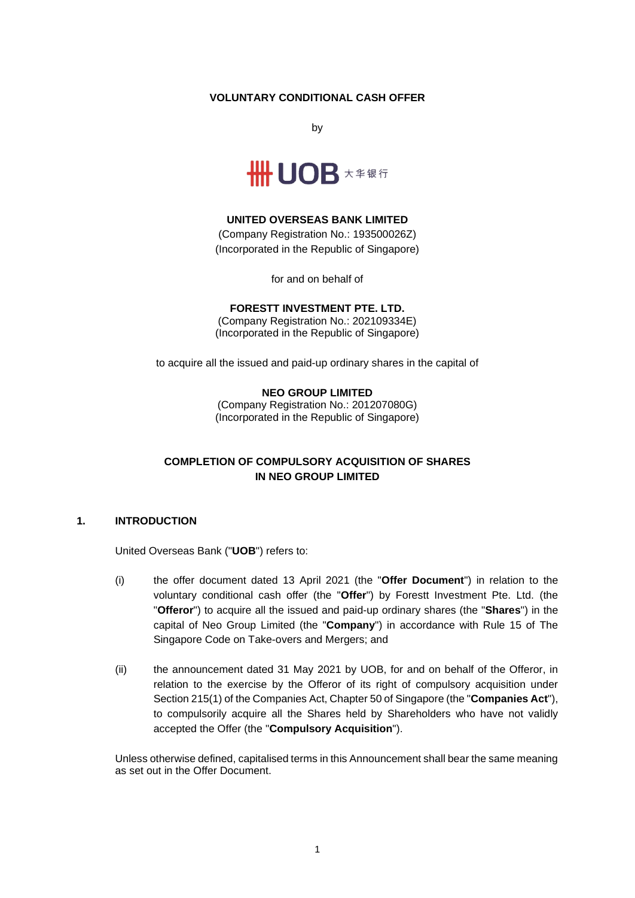**VOLUNTARY CONDITIONAL CASH OFFER**

by

UOB 大华银行

**UNITED OVERSEAS BANK LIMITED**
(Company Registration No.: 193500026Z)
(Incorporated in the Republic of Singapore)

for and on behalf of

**FORESTT INVESTMENT PTE. LTD.**
(Company Registration No.: 202109334E)
(Incorporated in the Republic of Singapore)

to acquire all the issued and paid-up ordinary shares in the capital of

**NEO GROUP LIMITED**
(Company Registration No.: 201207080G)
(Incorporated in the Republic of Singapore)

**COMPLETION OF COMPULSORY ACQUISITION OF SHARES IN NEO GROUP LIMITED**

## 1. INTRODUCTION

United Overseas Bank ("**UOB**") refers to:

(i) the offer document dated 13 April 2021 (the "**Offer Document**") in relation to the voluntary conditional cash offer (the "**Offer**") by Forestt Investment Pte. Ltd. (the "**Offeror**") to acquire all the issued and paid-up ordinary shares (the "**Shares**") in the capital of Neo Group Limited (the "**Company**") in accordance with Rule 15 of The Singapore Code on Take-overs and Mergers; and

(ii) the announcement dated 31 May 2021 by UOB, for and on behalf of the Offeror, in relation to the exercise by the Offeror of its right of compulsory acquisition under Section 215(1) of the Companies Act, Chapter 50 of Singapore (the "**Companies Act**"), to compulsorily acquire all the Shares held by Shareholders who have not validly accepted the Offer (the "**Compulsory Acquisition**").

Unless otherwise defined, capitalised terms in this Announcement shall bear the same meaning as set out in the Offer Document.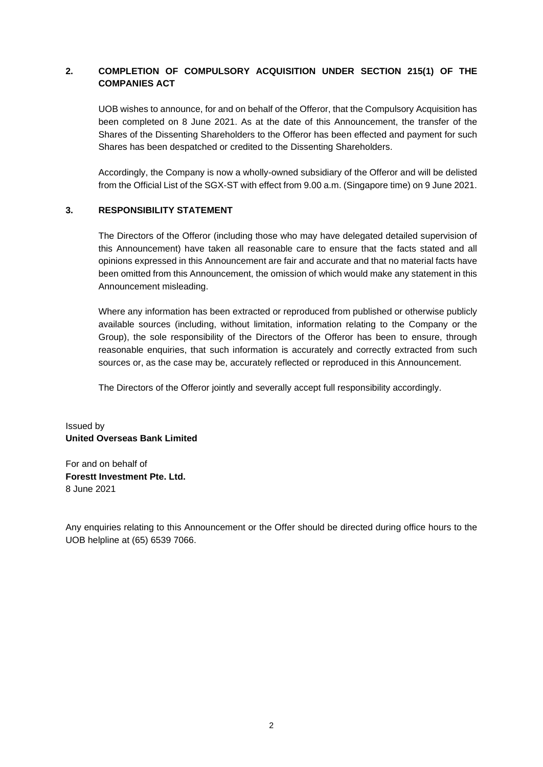## 2. COMPLETION OF COMPULSORY ACQUISITION UNDER SECTION 215(1) OF THE COMPANIES ACT

UOB wishes to announce, for and on behalf of the Offeror, that the Compulsory Acquisition has been completed on 8 June 2021. As at the date of this Announcement, the transfer of the Shares of the Dissenting Shareholders to the Offeror has been effected and payment for such Shares has been despatched or credited to the Dissenting Shareholders.

Accordingly, the Company is now a wholly-owned subsidiary of the Offeror and will be delisted from the Official List of the SGX-ST with effect from 9.00 a.m. (Singapore time) on 9 June 2021.

## 3. RESPONSIBILITY STATEMENT

The Directors of the Offeror (including those who may have delegated detailed supervision of this Announcement) have taken all reasonable care to ensure that the facts stated and all opinions expressed in this Announcement are fair and accurate and that no material facts have been omitted from this Announcement, the omission of which would make any statement in this Announcement misleading.

Where any information has been extracted or reproduced from published or otherwise publicly available sources (including, without limitation, information relating to the Company or the Group), the sole responsibility of the Directors of the Offeror has been to ensure, through reasonable enquiries, that such information is accurately and correctly extracted from such sources or, as the case may be, accurately reflected or reproduced in this Announcement.

The Directors of the Offeror jointly and severally accept full responsibility accordingly.

Issued by
**United Overseas Bank Limited**

For and on behalf of
**Forestt Investment Pte. Ltd.**
8 June 2021

Any enquiries relating to this Announcement or the Offer should be directed during office hours to the UOB helpline at (65) 6539 7066.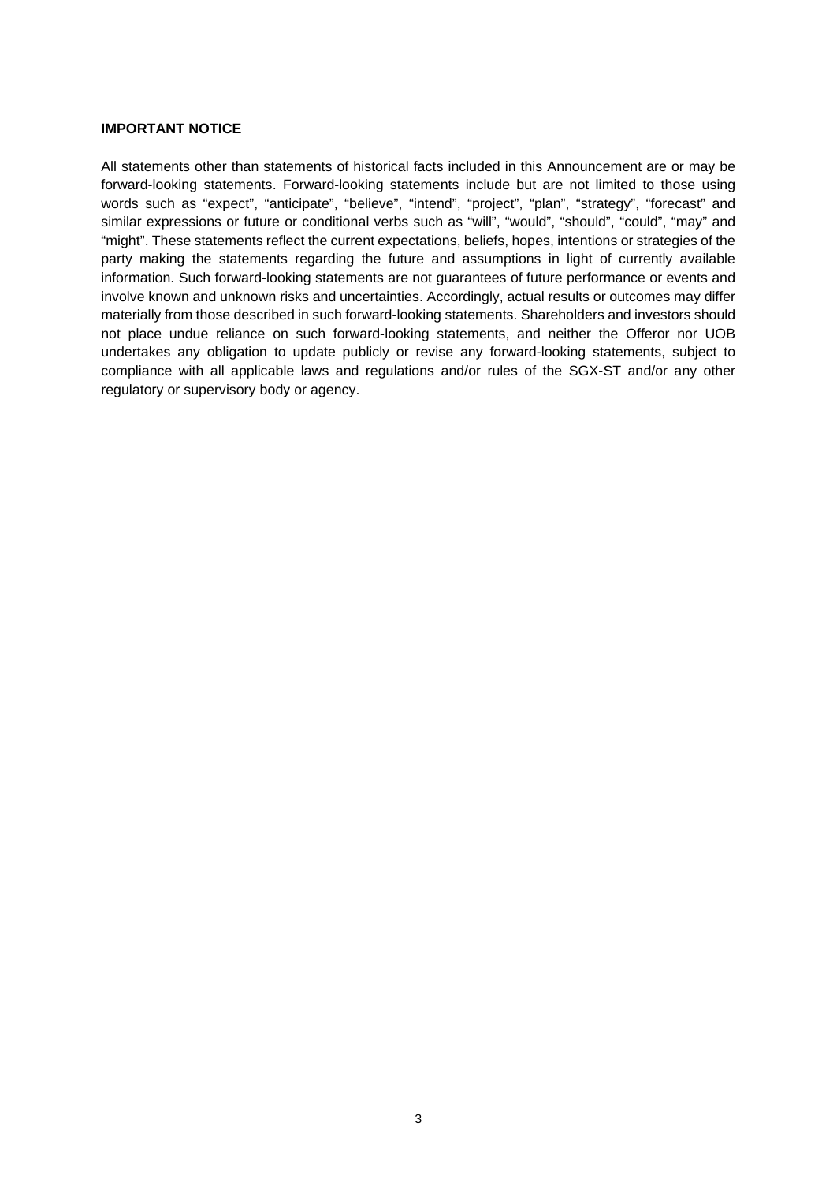**IMPORTANT NOTICE**

All statements other than statements of historical facts included in this Announcement are or may be forward-looking statements. Forward-looking statements include but are not limited to those using words such as "expect", "anticipate", "believe", "intend", "project", "plan", "strategy", "forecast" and similar expressions or future or conditional verbs such as "will", "would", "should", "could", "may" and "might". These statements reflect the current expectations, beliefs, hopes, intentions or strategies of the party making the statements regarding the future and assumptions in light of currently available information. Such forward-looking statements are not guarantees of future performance or events and involve known and unknown risks and uncertainties. Accordingly, actual results or outcomes may differ materially from those described in such forward-looking statements. Shareholders and investors should not place undue reliance on such forward-looking statements, and neither the Offeror nor UOB undertakes any obligation to update publicly or revise any forward-looking statements, subject to compliance with all applicable laws and regulations and/or rules of the SGX-ST and/or any other regulatory or supervisory body or agency.